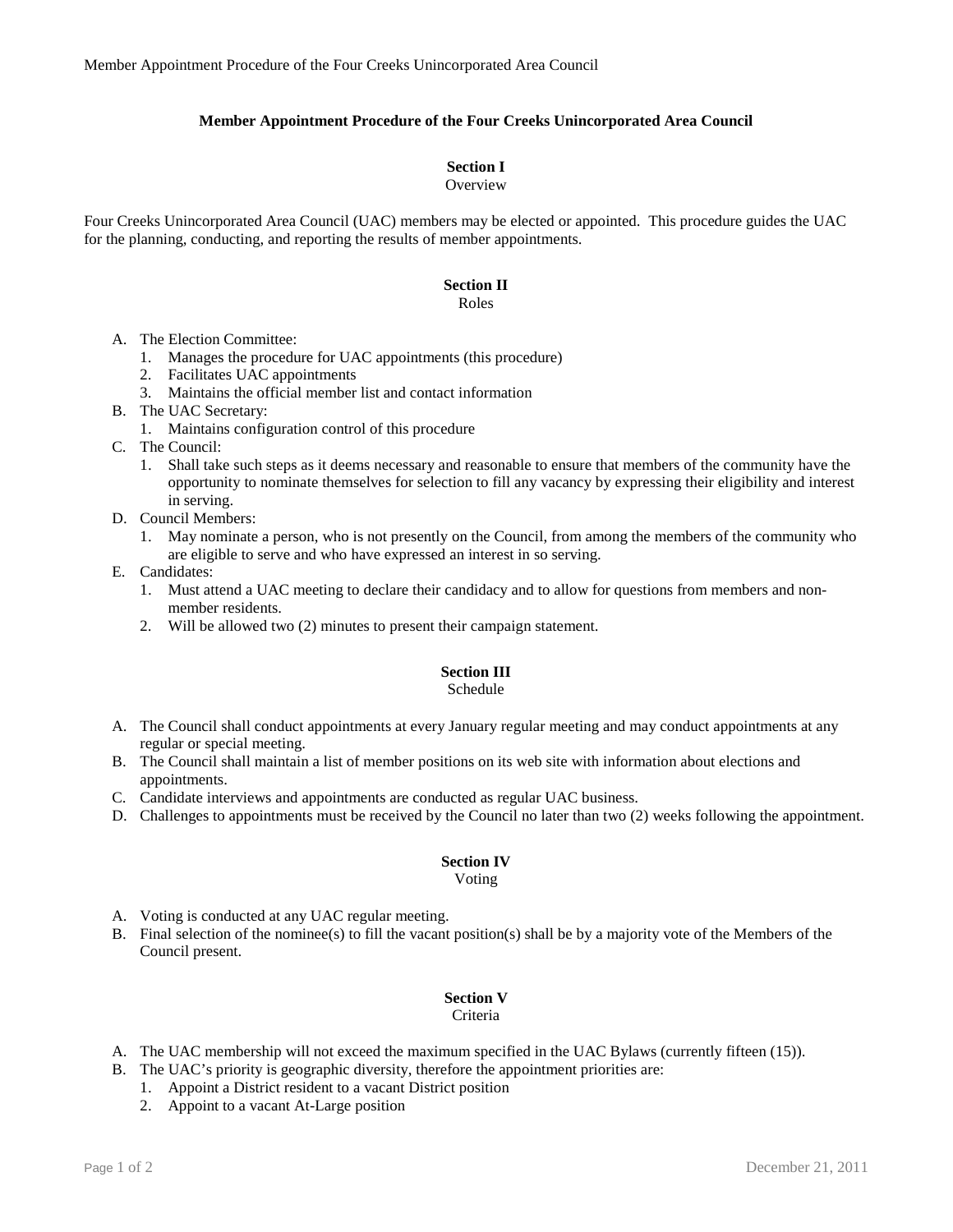# Member Appointment Procedure of the Four Creeks Unincorporated Area Council

## Section I
Overview

Four Creeks Unincorporated Area Council (UAC) members may be elected or appointed. This procedure guides the UAC for the planning, conducting, and reporting the results of member appointments.

## Section II
Roles

A. The Election Committee:
   1. Manages the procedure for UAC appointments (this procedure)
   2. Facilitates UAC appointments
   3. Maintains the official member list and contact information
B. The UAC Secretary:
   1. Maintains configuration control of this procedure
C. The Council:
   1. Shall take such steps as it deems necessary and reasonable to ensure that members of the community have the opportunity to nominate themselves for selection to fill any vacancy by expressing their eligibility and interest in serving.
D. Council Members:
   1. May nominate a person, who is not presently on the Council, from among the members of the community who are eligible to serve and who have expressed an interest in so serving.
E. Candidates:
   1. Must attend a UAC meeting to declare their candidacy and to allow for questions from members and non-member residents.
   2. Will be allowed two (2) minutes to present their campaign statement.

## Section III
Schedule

A. The Council shall conduct appointments at every January regular meeting and may conduct appointments at any regular or special meeting.
B. The Council shall maintain a list of member positions on its web site with information about elections and appointments.
C. Candidate interviews and appointments are conducted as regular UAC business.
D. Challenges to appointments must be received by the Council no later than two (2) weeks following the appointment.

## Section IV
Voting

A. Voting is conducted at any UAC regular meeting.
B. Final selection of the nominee(s) to fill the vacant position(s) shall be by a majority vote of the Members of the Council present.

## Section V
Criteria

A. The UAC membership will not exceed the maximum specified in the UAC Bylaws (currently fifteen (15)).
B. The UAC's priority is geographic diversity, therefore the appointment priorities are:
   1. Appoint a District resident to a vacant District position
   2. Appoint to a vacant At-Large position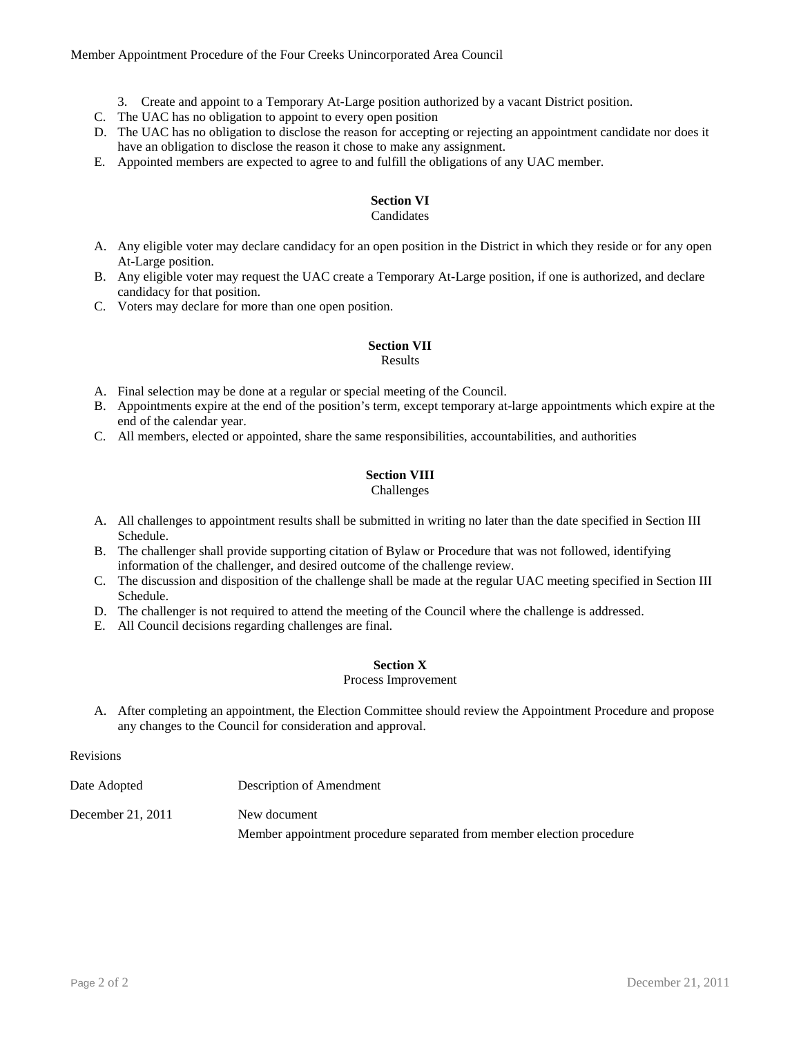3. Create and appoint to a Temporary At-Large position authorized by a vacant District position.

C. The UAC has no obligation to appoint to every open position

D. The UAC has no obligation to disclose the reason for accepting or rejecting an appointment candidate nor does it have an obligation to disclose the reason it chose to make any assignment.

E. Appointed members are expected to agree to and fulfill the obligations of any UAC member.

**Section VI**

Candidates

A. Any eligible voter may declare candidacy for an open position in the District in which they reside or for any open At-Large position.

B. Any eligible voter may request the UAC create a Temporary At-Large position, if one is authorized, and declare candidacy for that position.

C. Voters may declare for more than one open position.

**Section VII**

Results

A. Final selection may be done at a regular or special meeting of the Council.

B. Appointments expire at the end of the position's term, except temporary at-large appointments which expire at the end of the calendar year.

C. All members, elected or appointed, share the same responsibilities, accountabilities, and authorities

**Section VIII**

Challenges

A. All challenges to appointment results shall be submitted in writing no later than the date specified in Section III Schedule.

B. The challenger shall provide supporting citation of Bylaw or Procedure that was not followed, identifying information of the challenger, and desired outcome of the challenge review.

C. The discussion and disposition of the challenge shall be made at the regular UAC meeting specified in Section III Schedule.

D. The challenger is not required to attend the meeting of the Council where the challenge is addressed.

E. All Council decisions regarding challenges are final.

**Section X**

Process Improvement

A. After completing an appointment, the Election Committee should review the Appointment Procedure and propose any changes to the Council for consideration and approval.

Revisions

| Date Adopted | Description of Amendment |
| --- | --- |
| December 21, 2011 | New document<br>Member appointment procedure separated from member election procedure |